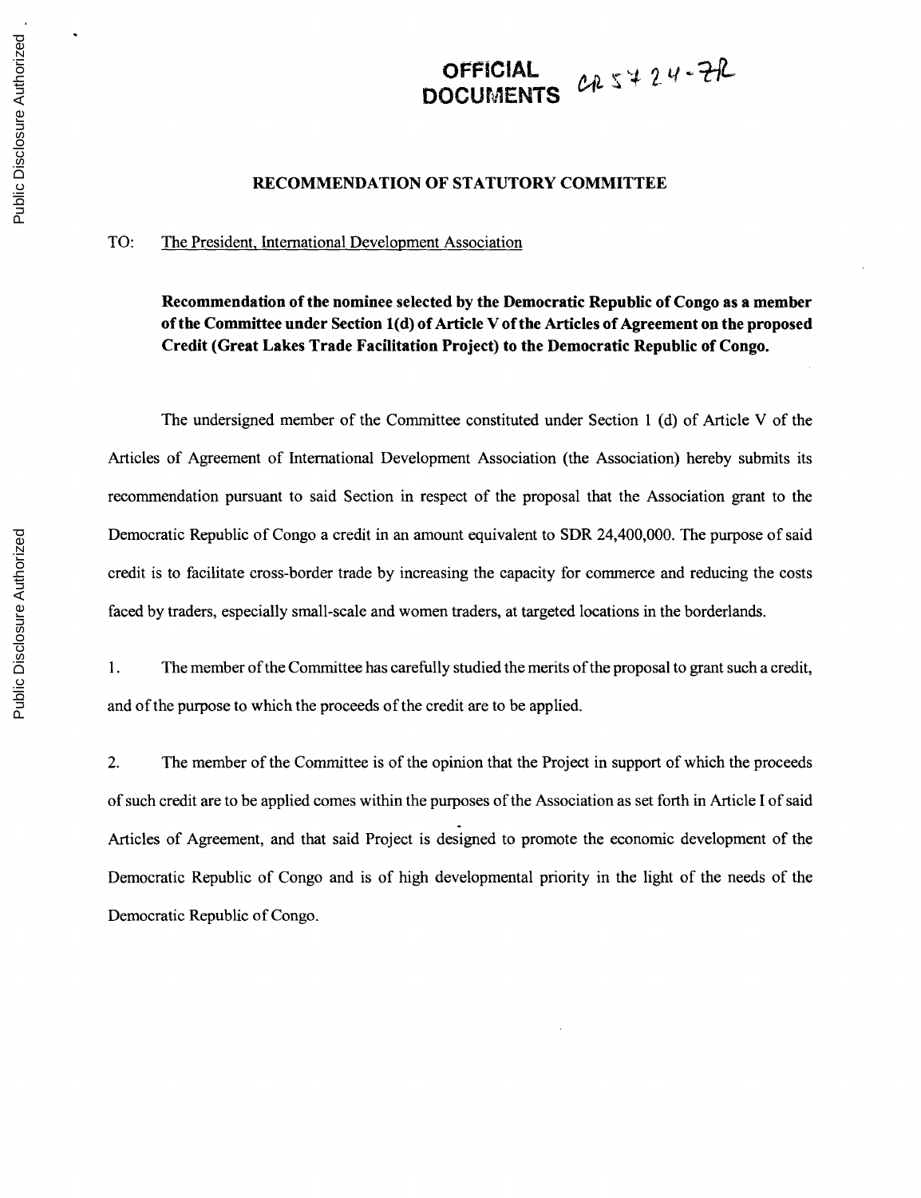**OFFICIAL DOCUMENTS** CR 5724-ZR

## RECOMMENDATION OF STATUTORY COMMITTEE

TO: The President, International Development Association

**Recommendation of the nominee selected by the Democratic Republic of Congo as a member of the Committee under Section 1(d) of Article V of the Articles of Agreement on the proposed Credit (Great Lakes Trade Facilitation Project) to the Democratic Republic of Congo.**

The undersigned member of the Committee constituted under Section 1 (d) of Article V of the Articles of Agreement of International Development Association (the Association) hereby submits its recommendation pursuant to said Section in respect of the proposal that the Association grant to the Democratic Republic of Congo a credit in an amount equivalent to SDR 24,400,000. The purpose of said credit is to facilitate cross-border trade by increasing the capacity for commerce and reducing the costs faced by traders, especially small-scale and women traders, at targeted locations in the borderlands.

1. The member of the Committee has carefully studied the merits of the proposal to grant such a credit, and of the purpose to which the proceeds of the credit are to be applied.

2. The member of the Committee is of the opinion that the Project in support of which the proceeds of such credit are to be applied comes within the purposes of the Association as set forth in Article I of said Articles of Agreement, and that said Project is designed to promote the economic development of the Democratic Republic of Congo and is of high developmental priority in the light of the needs of the Democratic Republic of Congo.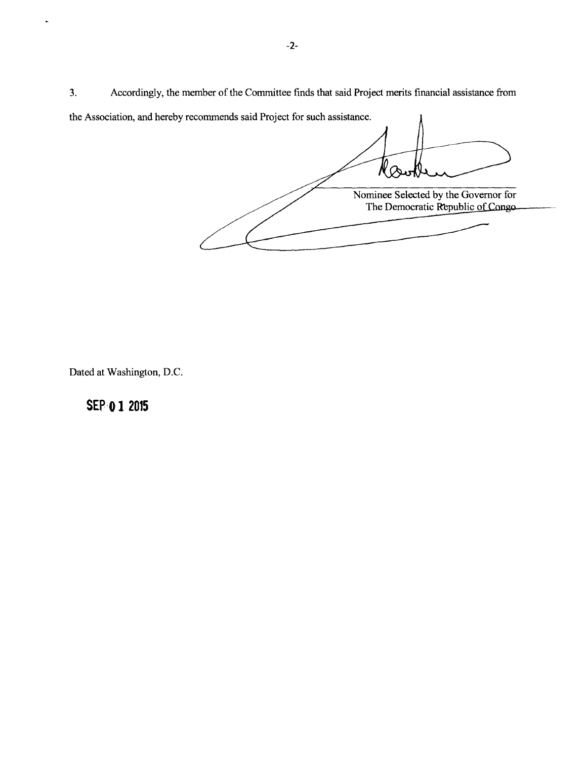3. Accordingly, the member of the Committee finds that said Project merits financial assistance from the Association, and hereby recommends said Project for such assistance.

Nominee Selected by the Governor for
The Democratic Republic of Congo

Dated at Washington, D.C.

**SEP 01 2015**